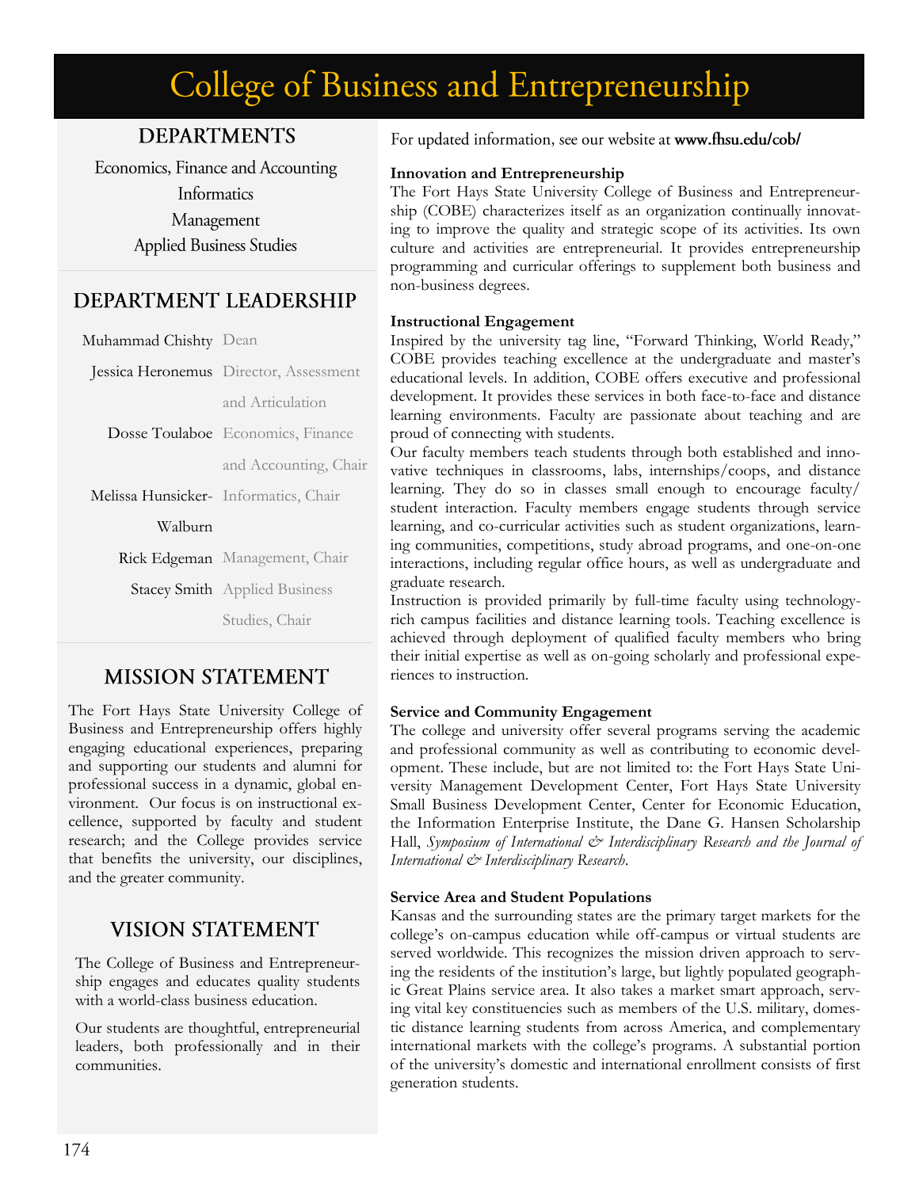# College of Business and Entrepreneurship

## DEPARTMENTS

Economics, Finance and Accounting
Informatics
Management
Applied Business Studies

## DEPARTMENT LEADERSHIP

| Name | Title |
|---|---|
| Muhammad Chishty | Dean |
| Jessica Heronemus | Director, Assessment and Articulation |
| Dosse Toulaboe | Economics, Finance and Accounting, Chair |
| Melissa Hunsicker-Walburn | Informatics, Chair |
| Rick Edgeman | Management, Chair |
| Stacey Smith | Applied Business Studies, Chair |

## MISSION STATEMENT

The Fort Hays State University College of Business and Entrepreneurship offers highly engaging educational experiences, preparing and supporting our students and alumni for professional success in a dynamic, global environment. Our focus is on instructional excellence, supported by faculty and student research; and the College provides service that benefits the university, our disciplines, and the greater community.

## VISION STATEMENT

The College of Business and Entrepreneurship engages and educates quality students with a world-class business education.

Our students are thoughtful, entrepreneurial leaders, both professionally and in their communities.

For updated information, see our website at **www.fhsu.edu/cob/**

**Innovation and Entrepreneurship**

The Fort Hays State University College of Business and Entrepreneurship (COBE) characterizes itself as an organization continually innovating to improve the quality and strategic scope of its activities. Its own culture and activities are entrepreneurial. It provides entrepreneurship programming and curricular offerings to supplement both business and non-business degrees.

**Instructional Engagement**

Inspired by the university tag line, "Forward Thinking, World Ready," COBE provides teaching excellence at the undergraduate and master's educational levels. In addition, COBE offers executive and professional development. It provides these services in both face-to-face and distance learning environments. Faculty are passionate about teaching and are proud of connecting with students.

Our faculty members teach students through both established and innovative techniques in classrooms, labs, internships/coops, and distance learning. They do so in classes small enough to encourage faculty/student interaction. Faculty members engage students through service learning, and co-curricular activities such as student organizations, learning communities, competitions, study abroad programs, and one-on-one interactions, including regular office hours, as well as undergraduate and graduate research.

Instruction is provided primarily by full-time faculty using technology-rich campus facilities and distance learning tools. Teaching excellence is achieved through deployment of qualified faculty members who bring their initial expertise as well as on-going scholarly and professional experiences to instruction.

**Service and Community Engagement**

The college and university offer several programs serving the academic and professional community as well as contributing to economic development. These include, but are not limited to: the Fort Hays State University Management Development Center, Fort Hays State University Small Business Development Center, Center for Economic Education, the Information Enterprise Institute, the Dane G. Hansen Scholarship Hall, *Symposium of International & Interdisciplinary Research and the Journal of International & Interdisciplinary Research*.

**Service Area and Student Populations**

Kansas and the surrounding states are the primary target markets for the college's on-campus education while off-campus or virtual students are served worldwide. This recognizes the mission driven approach to serving the residents of the institution's large, but lightly populated geographic Great Plains service area. It also takes a market smart approach, serving vital key constituencies such as members of the U.S. military, domestic distance learning students from across America, and complementary international markets with the college's programs. A substantial portion of the university's domestic and international enrollment consists of first generation students.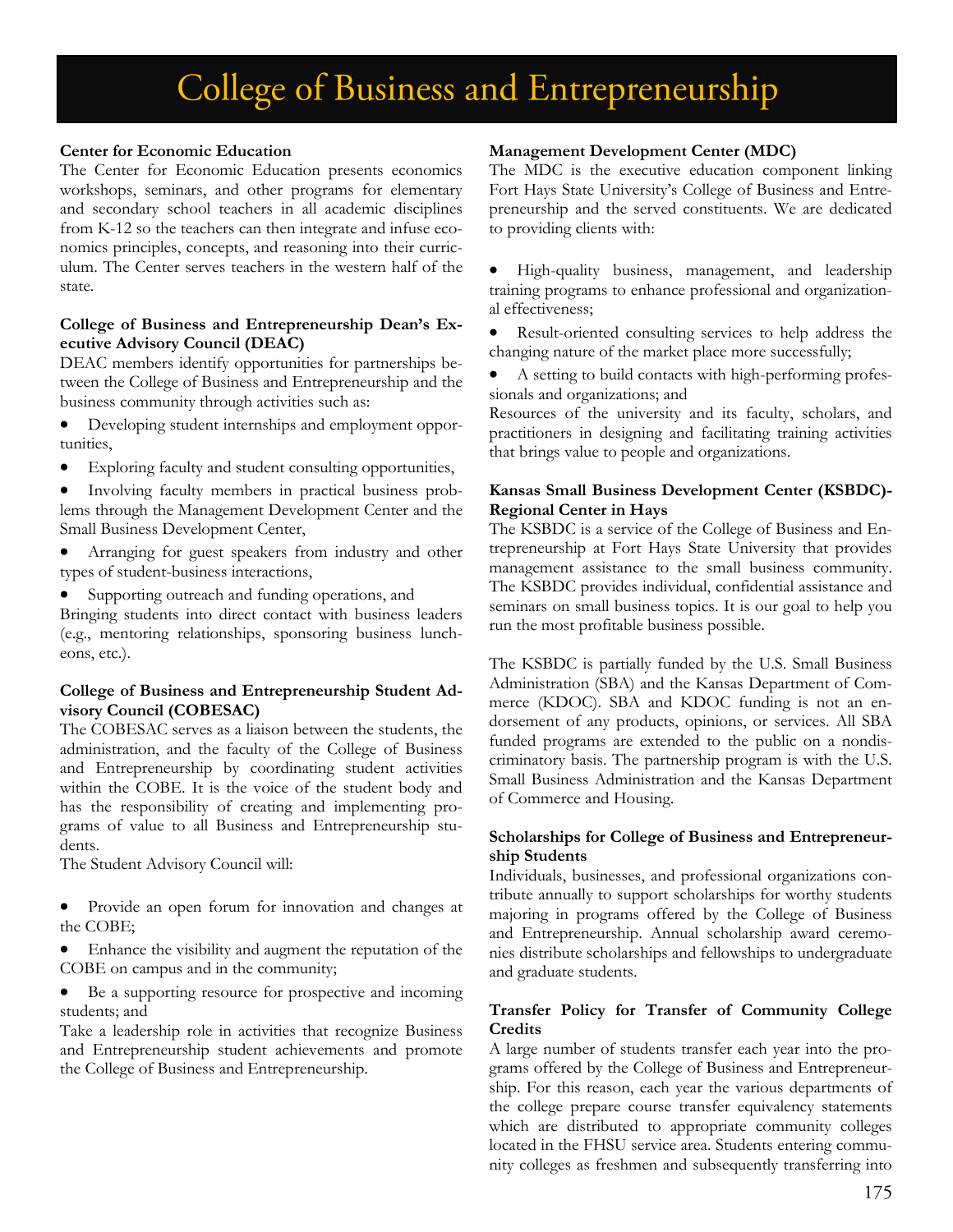# College of Business and Entrepreneurship

**Center for Economic Education**

The Center for Economic Education presents economics workshops, seminars, and other programs for elementary and secondary school teachers in all academic disciplines from K-12 so the teachers can then integrate and infuse economics principles, concepts, and reasoning into their curriculum. The Center serves teachers in the western half of the state.

**College of Business and Entrepreneurship Dean's Executive Advisory Council (DEAC)**

DEAC members identify opportunities for partnerships between the College of Business and Entrepreneurship and the business community through activities such as:

- Developing student internships and employment opportunities,
- Exploring faculty and student consulting opportunities,
- Involving faculty members in practical business problems through the Management Development Center and the Small Business Development Center,
- Arranging for guest speakers from industry and other types of student-business interactions,
- Supporting outreach and funding operations, and

Bringing students into direct contact with business leaders (e.g., mentoring relationships, sponsoring business luncheons, etc.).

**College of Business and Entrepreneurship Student Advisory Council (COBESAC)**

The COBESAC serves as a liaison between the students, the administration, and the faculty of the College of Business and Entrepreneurship by coordinating student activities within the COBE. It is the voice of the student body and has the responsibility of creating and implementing programs of value to all Business and Entrepreneurship students.

The Student Advisory Council will:

- Provide an open forum for innovation and changes at the COBE;
- Enhance the visibility and augment the reputation of the COBE on campus and in the community;
- Be a supporting resource for prospective and incoming students; and

Take a leadership role in activities that recognize Business and Entrepreneurship student achievements and promote the College of Business and Entrepreneurship.

**Management Development Center (MDC)**

The MDC is the executive education component linking Fort Hays State University's College of Business and Entrepreneurship and the served constituents. We are dedicated to providing clients with:

- High-quality business, management, and leadership training programs to enhance professional and organizational effectiveness;
- Result-oriented consulting services to help address the changing nature of the market place more successfully;
- A setting to build contacts with high-performing professionals and organizations; and

Resources of the university and its faculty, scholars, and practitioners in designing and facilitating training activities that brings value to people and organizations.

**Kansas Small Business Development Center (KSBDC)-Regional Center in Hays**

The KSBDC is a service of the College of Business and Entrepreneurship at Fort Hays State University that provides management assistance to the small business community. The KSBDC provides individual, confidential assistance and seminars on small business topics. It is our goal to help you run the most profitable business possible.

The KSBDC is partially funded by the U.S. Small Business Administration (SBA) and the Kansas Department of Commerce (KDOC). SBA and KDOC funding is not an endorsement of any products, opinions, or services. All SBA funded programs are extended to the public on a nondiscriminatory basis. The partnership program is with the U.S. Small Business Administration and the Kansas Department of Commerce and Housing.

**Scholarships for College of Business and Entrepreneurship Students**

Individuals, businesses, and professional organizations contribute annually to support scholarships for worthy students majoring in programs offered by the College of Business and Entrepreneurship. Annual scholarship award ceremonies distribute scholarships and fellowships to undergraduate and graduate students.

**Transfer Policy for Transfer of Community College Credits**

A large number of students transfer each year into the programs offered by the College of Business and Entrepreneurship. For this reason, each year the various departments of the college prepare course transfer equivalency statements which are distributed to appropriate community colleges located in the FHSU service area. Students entering community colleges as freshmen and subsequently transferring into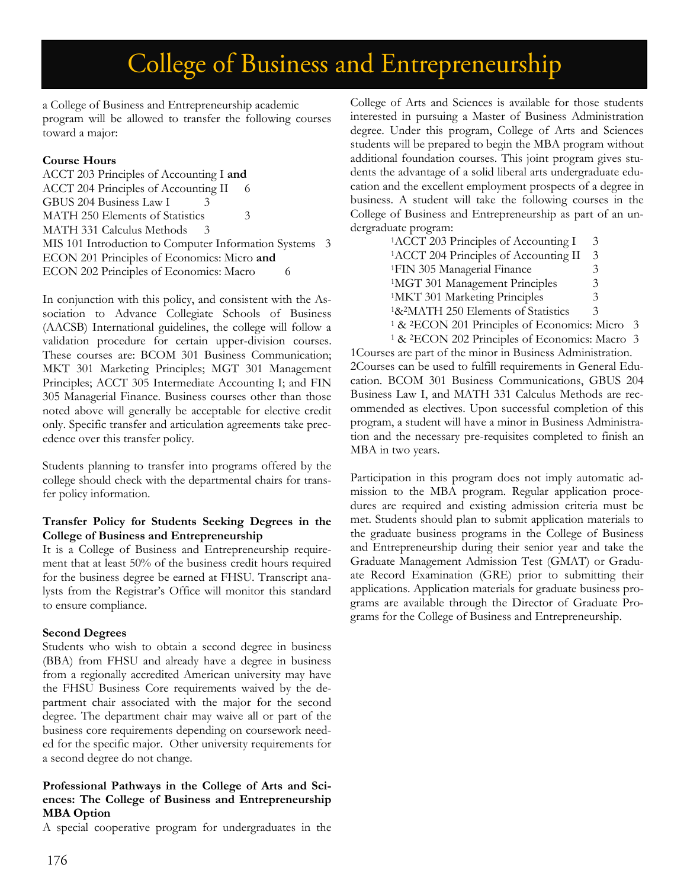# College of Business and Entrepreneurship

a College of Business and Entrepreneurship academic program will be allowed to transfer the following courses toward a major:

**Course Hours**

| Course | Hours |
|---|---|
| ACCT 203 Principles of Accounting I **and** ACCT 204 Principles of Accounting II | 6 |
| GBUS 204 Business Law I | 3 |
| MATH 250 Elements of Statistics | 3 |
| MATH 331 Calculus Methods | 3 |
| MIS 101 Introduction to Computer Information Systems | 3 |
| ECON 201 Principles of Economics: Micro **and** ECON 202 Principles of Economics: Macro | 6 |

In conjunction with this policy, and consistent with the Association to Advance Collegiate Schools of Business (AACSB) International guidelines, the college will follow a validation procedure for certain upper-division courses. These courses are: BCOM 301 Business Communication; MKT 301 Marketing Principles; MGT 301 Management Principles; ACCT 305 Intermediate Accounting I; and FIN 305 Managerial Finance. Business courses other than those noted above will generally be acceptable for elective credit only. Specific transfer and articulation agreements take precedence over this transfer policy.

Students planning to transfer into programs offered by the college should check with the departmental chairs for transfer policy information.

**Transfer Policy for Students Seeking Degrees in the College of Business and Entrepreneurship**

It is a College of Business and Entrepreneurship requirement that at least 50% of the business credit hours required for the business degree be earned at FHSU. Transcript analysts from the Registrar's Office will monitor this standard to ensure compliance.

**Second Degrees**

Students who wish to obtain a second degree in business (BBA) from FHSU and already have a degree in business from a regionally accredited American university may have the FHSU Business Core requirements waived by the department chair associated with the major for the second degree. The department chair may waive all or part of the business core requirements depending on coursework needed for the specific major. Other university requirements for a second degree do not change.

**Professional Pathways in the College of Arts and Sciences: The College of Business and Entrepreneurship MBA Option**

A special cooperative program for undergraduates in the College of Arts and Sciences is available for those students interested in pursuing a Master of Business Administration degree. Under this program, College of Arts and Sciences students will be prepared to begin the MBA program without additional foundation courses. This joint program gives students the advantage of a solid liberal arts undergraduate education and the excellent employment prospects of a degree in business. A student will take the following courses in the College of Business and Entrepreneurship as part of an undergraduate program:

| Course | Hours |
|---|---|
| [1]ACCT 203 Principles of Accounting I | 3 |
| [1]ACCT 204 Principles of Accounting II | 3 |
| [1]FIN 305 Managerial Finance | 3 |
| [1]MGT 301 Management Principles | 3 |
| [1]MKT 301 Marketing Principles | 3 |
| [1]&[2]MATH 250 Elements of Statistics | 3 |
| [1] & [2]ECON 201 Principles of Economics: Micro | 3 |
| [1] & [2]ECON 202 Principles of Economics: Macro | 3 |

1Courses are part of the minor in Business Administration.
2Courses can be used to fulfill requirements in General Education. BCOM 301 Business Communications, GBUS 204 Business Law I, and MATH 331 Calculus Methods are recommended as electives. Upon successful completion of this program, a student will have a minor in Business Administration and the necessary pre-requisites completed to finish an MBA in two years.

Participation in this program does not imply automatic admission to the MBA program. Regular application procedures are required and existing admission criteria must be met. Students should plan to submit application materials to the graduate business programs in the College of Business and Entrepreneurship during their senior year and take the Graduate Management Admission Test (GMAT) or Graduate Record Examination (GRE) prior to submitting their applications. Application materials for graduate business programs are available through the Director of Graduate Programs for the College of Business and Entrepreneurship.